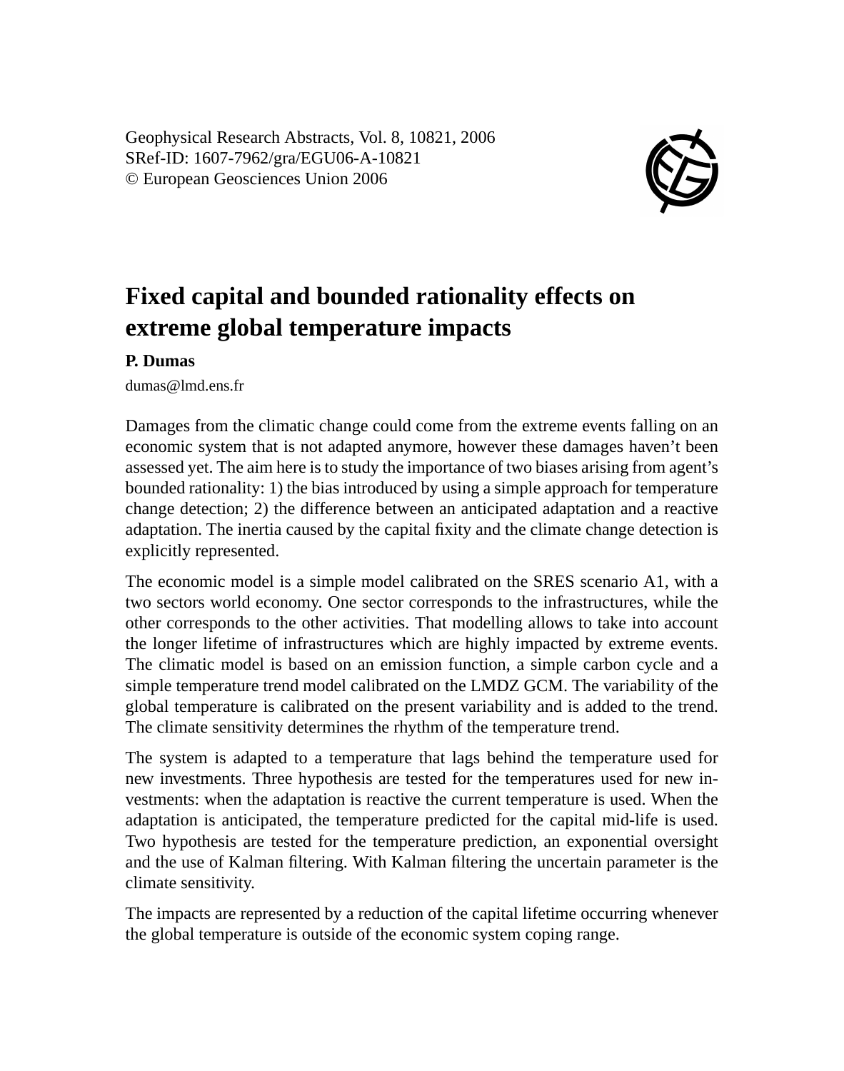Geophysical Research Abstracts, Vol. 8, 10821, 2006
SRef-ID: 1607-7962/gra/EGU06-A-10821
© European Geosciences Union 2006

# Fixed capital and bounded rationality effects on extreme global temperature impacts

**P. Dumas**

dumas@lmd.ens.fr

Damages from the climatic change could come from the extreme events falling on an economic system that is not adapted anymore, however these damages haven't been assessed yet. The aim here is to study the importance of two biases arising from agent's bounded rationality: 1) the bias introduced by using a simple approach for temperature change detection; 2) the difference between an anticipated adaptation and a reactive adaptation. The inertia caused by the capital fixity and the climate change detection is explicitly represented.

The economic model is a simple model calibrated on the SRES scenario A1, with a two sectors world economy. One sector corresponds to the infrastructures, while the other corresponds to the other activities. That modelling allows to take into account the longer lifetime of infrastructures which are highly impacted by extreme events. The climatic model is based on an emission function, a simple carbon cycle and a simple temperature trend model calibrated on the LMDZ GCM. The variability of the global temperature is calibrated on the present variability and is added to the trend. The climate sensitivity determines the rhythm of the temperature trend.

The system is adapted to a temperature that lags behind the temperature used for new investments. Three hypothesis are tested for the temperatures used for new investments: when the adaptation is reactive the current temperature is used. When the adaptation is anticipated, the temperature predicted for the capital mid-life is used. Two hypothesis are tested for the temperature prediction, an exponential oversight and the use of Kalman filtering. With Kalman filtering the uncertain parameter is the climate sensitivity.

The impacts are represented by a reduction of the capital lifetime occurring whenever the global temperature is outside of the economic system coping range.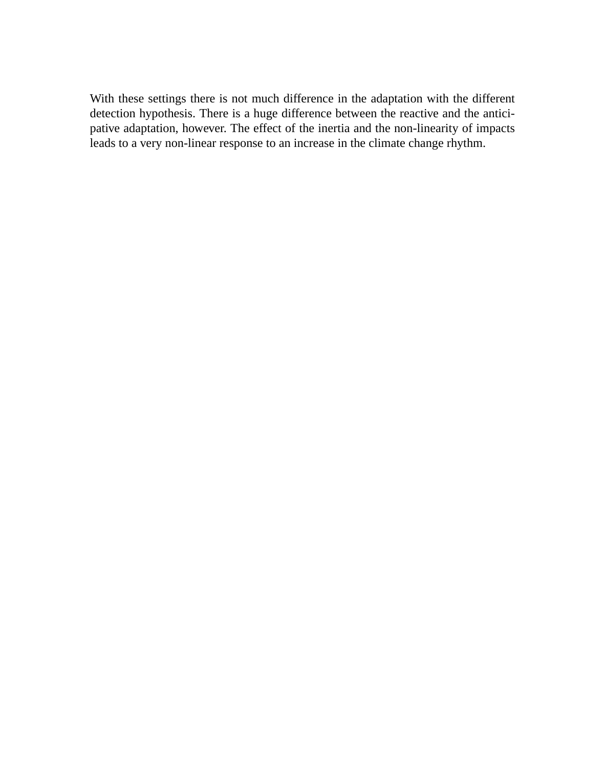With these settings there is not much difference in the adaptation with the different detection hypothesis. There is a huge difference between the reactive and the anticipative adaptation, however. The effect of the inertia and the non-linearity of impacts leads to a very non-linear response to an increase in the climate change rhythm.